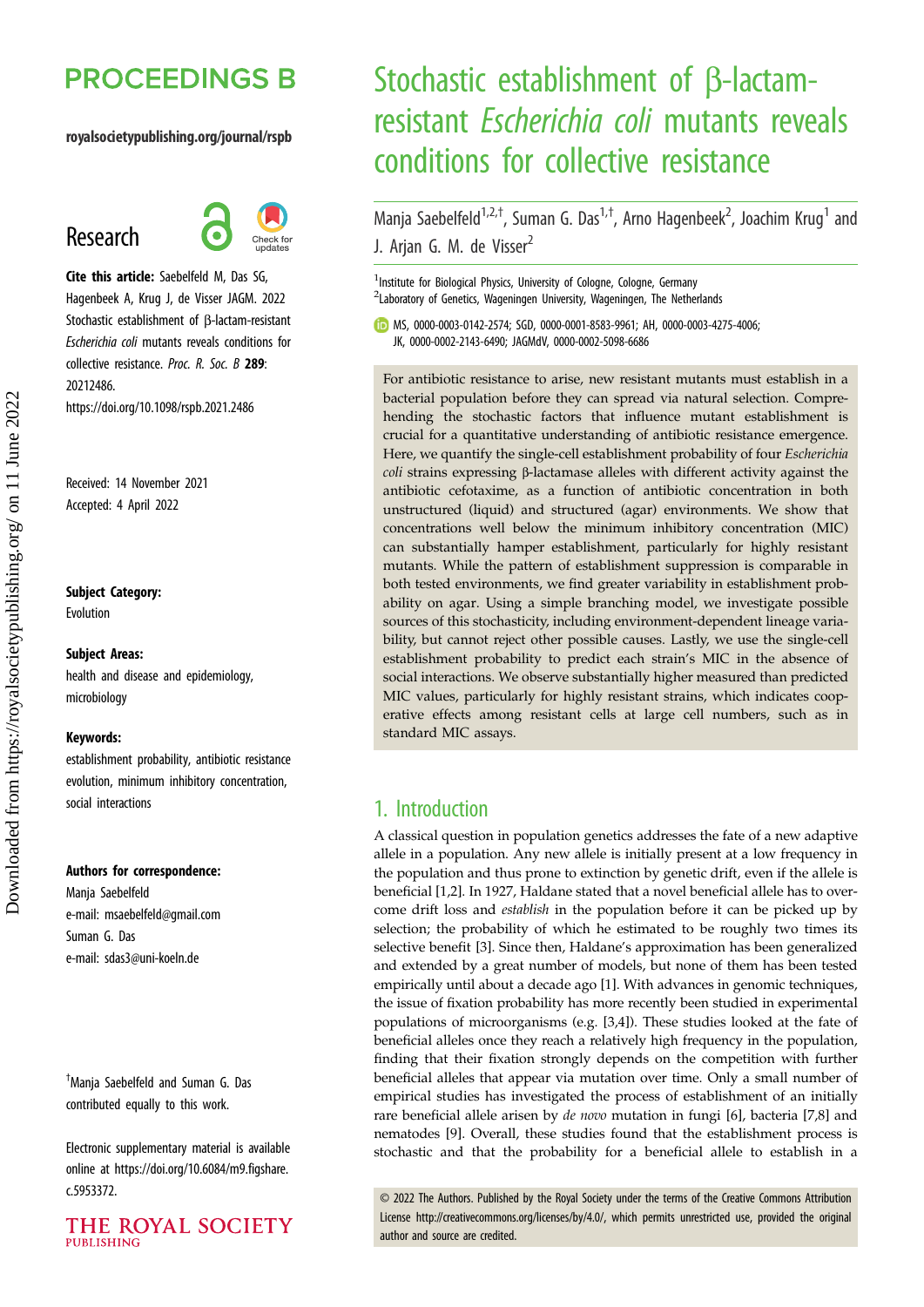# Stochastic establishment of β-lactam-resistant *Escherichia coli* mutants reveals conditions for collective resistance

Manja Saebelfeld[1,2,†], Suman G. Das[1,†], Arno Hagenbeek[2], Joachim Krug[1] and J. Arjan G. M. de Visser[2]

[1]Institute for Biological Physics, University of Cologne, Cologne, Germany
[2]Laboratory of Genetics, Wageningen University, Wageningen, The Netherlands

MS, 0000-0003-0142-2574; SGD, 0000-0001-8583-9961; AH, 0000-0003-4275-4006; JK, 0000-0002-2143-6490; JAGMdV, 0000-0002-5098-6686

**Research**

**Cite this article:** Saebelfeld M, Das SG, Hagenbeek A, Krug J, de Visser JAGM. 2022 Stochastic establishment of β-lactam-resistant *Escherichia coli* mutants reveals conditions for collective resistance. *Proc. R. Soc. B* **289**: 20212486.
https://doi.org/10.1098/rspb.2021.2486

Received: 14 November 2021
Accepted: 4 April 2022

**Subject Category:**
Evolution

**Subject Areas:**
health and disease and epidemiology, microbiology

**Keywords:**
establishment probability, antibiotic resistance evolution, minimum inhibitory concentration, social interactions

**Authors for correspondence:**
Manja Saebelfeld
e-mail: msaebelfeld@gmail.com
Suman G. Das
e-mail: sdas3@uni-koeln.de

†Manja Saebelfeld and Suman G. Das contributed equally to this work.

Electronic supplementary material is available online at https://doi.org/10.6084/m9.figshare.c.5953372.

For antibiotic resistance to arise, new resistant mutants must establish in a bacterial population before they can spread via natural selection. Comprehending the stochastic factors that influence mutant establishment is crucial for a quantitative understanding of antibiotic resistance emergence. Here, we quantify the single-cell establishment probability of four *Escherichia coli* strains expressing β-lactamase alleles with different activity against the antibiotic cefotaxime, as a function of antibiotic concentration in both unstructured (liquid) and structured (agar) environments. We show that concentrations well below the minimum inhibitory concentration (MIC) can substantially hamper establishment, particularly for highly resistant mutants. While the pattern of establishment suppression is comparable in both tested environments, we find greater variability in establishment probability on agar. Using a simple branching model, we investigate possible sources of this stochasticity, including environment-dependent lineage variability, but cannot reject other possible causes. Lastly, we use the single-cell establishment probability to predict each strain's MIC in the absence of social interactions. We observe substantially higher measured than predicted MIC values, particularly for highly resistant strains, which indicates cooperative effects among resistant cells at large cell numbers, such as in standard MIC assays.

## 1. Introduction

A classical question in population genetics addresses the fate of a new adaptive allele in a population. Any new allele is initially present at a low frequency in the population and thus prone to extinction by genetic drift, even if the allele is beneficial [1,2]. In 1927, Haldane stated that a novel beneficial allele has to overcome drift loss and *establish* in the population before it can be picked up by selection; the probability of which he estimated to be roughly two times its selective benefit [3]. Since then, Haldane's approximation has been generalized and extended by a great number of models, but none of them has been tested empirically until about a decade ago [1]. With advances in genomic techniques, the issue of fixation probability has more recently been studied in experimental populations of microorganisms (e.g. [3,4]). These studies looked at the fate of beneficial alleles once they reach a relatively high frequency in the population, finding that their fixation strongly depends on the competition with further beneficial alleles that appear via mutation over time. Only a small number of empirical studies has investigated the process of establishment of an initially rare beneficial allele arisen by *de novo* mutation in fungi [6], bacteria [7,8] and nematodes [9]. Overall, these studies found that the establishment process is stochastic and that the probability for a beneficial allele to establish in a

© 2022 The Authors. Published by the Royal Society under the terms of the Creative Commons Attribution License http://creativecommons.org/licenses/by/4.0/, which permits unrestricted use, provided the original author and source are credited.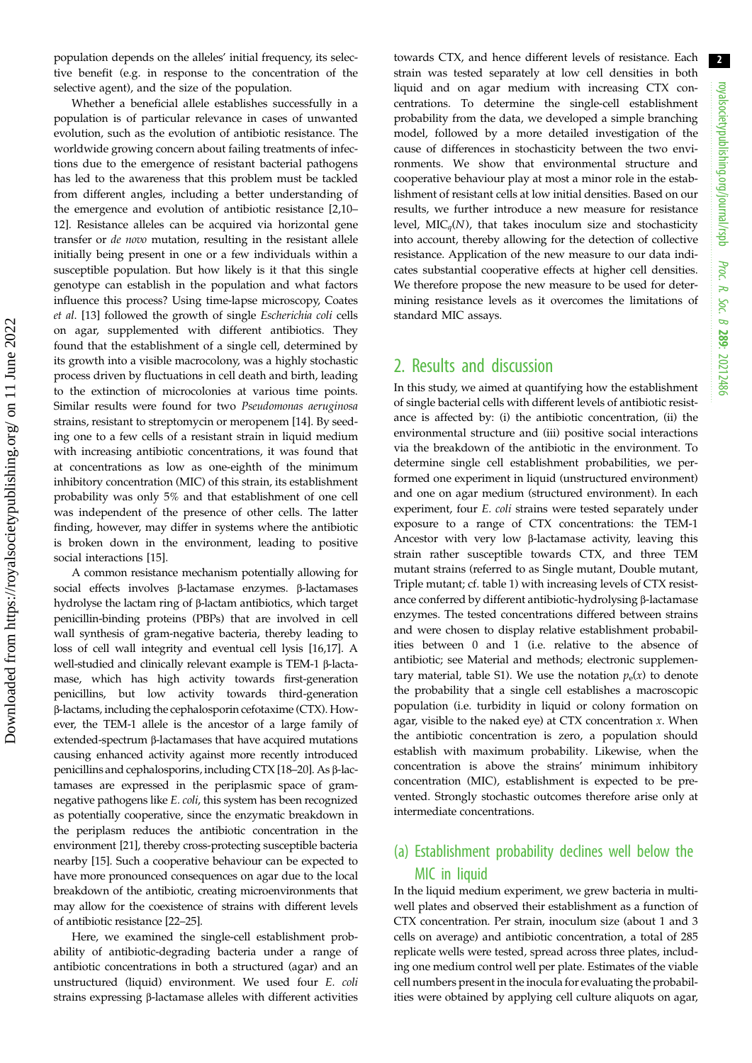population depends on the alleles' initial frequency, its selective benefit (e.g. in response to the concentration of the selective agent), and the size of the population.

Whether a beneficial allele establishes successfully in a population is of particular relevance in cases of unwanted evolution, such as the evolution of antibiotic resistance. The worldwide growing concern about failing treatments of infections due to the emergence of resistant bacterial pathogens has led to the awareness that this problem must be tackled from different angles, including a better understanding of the emergence and evolution of antibiotic resistance [2,10–12]. Resistance alleles can be acquired via horizontal gene transfer or *de novo* mutation, resulting in the resistant allele initially being present in one or a few individuals within a susceptible population. But how likely is it that this single genotype can establish in the population and what factors influence this process? Using time-lapse microscopy, Coates *et al.* [13] followed the growth of single *Escherichia coli* cells on agar, supplemented with different antibiotics. They found that the establishment of a single cell, determined by its growth into a visible macrocolony, was a highly stochastic process driven by fluctuations in cell death and birth, leading to the extinction of microcolonies at various time points. Similar results were found for two *Pseudomonas aeruginosa* strains, resistant to streptomycin or meropenem [14]. By seeding one to a few cells of a resistant strain in liquid medium with increasing antibiotic concentrations, it was found that at concentrations as low as one-eighth of the minimum inhibitory concentration (MIC) of this strain, its establishment probability was only 5% and that establishment of one cell was independent of the presence of other cells. The latter finding, however, may differ in systems where the antibiotic is broken down in the environment, leading to positive social interactions [15].

A common resistance mechanism potentially allowing for social effects involves β-lactamase enzymes. β-lactamases hydrolyse the lactam ring of β-lactam antibiotics, which target penicillin-binding proteins (PBPs) that are involved in cell wall synthesis of gram-negative bacteria, thereby leading to loss of cell wall integrity and eventual cell lysis [16,17]. A well-studied and clinically relevant example is TEM-1 β-lactamase, which has high activity towards first-generation penicillins, but low activity towards third-generation β-lactams, including the cephalosporin cefotaxime (CTX). However, the TEM-1 allele is the ancestor of a large family of extended-spectrum β-lactamases that have acquired mutations causing enhanced activity against more recently introduced penicillins and cephalosporins, including CTX [18–20]. As β-lactamases are expressed in the periplasmic space of gram-negative pathogens like *E. coli*, this system has been recognized as potentially cooperative, since the enzymatic breakdown in the periplasm reduces the antibiotic concentration in the environment [21], thereby cross-protecting susceptible bacteria nearby [15]. Such a cooperative behaviour can be expected to have more pronounced consequences on agar due to the local breakdown of the antibiotic, creating microenvironments that may allow for the coexistence of strains with different levels of antibiotic resistance [22–25].

Here, we examined the single-cell establishment probability of antibiotic-degrading bacteria under a range of antibiotic concentrations in both a structured (agar) and an unstructured (liquid) environment. We used four *E. coli* strains expressing β-lactamase alleles with different activities towards CTX, and hence different levels of resistance. Each strain was tested separately at low cell densities in both liquid and on agar medium with increasing CTX concentrations. To determine the single-cell establishment probability from the data, we developed a simple branching model, followed by a more detailed investigation of the cause of differences in stochasticity between the two environments. We show that environmental structure and cooperative behaviour play at most a minor role in the establishment of resistant cells at low initial densities. Based on our results, we further introduce a new measure for resistance level, $\mathrm{MIC}_q(N)$, that takes inoculum size and stochasticity into account, thereby allowing for the detection of collective resistance. Application of the new measure to our data indicates substantial cooperative effects at higher cell densities. We therefore propose the new measure to be used for determining resistance levels as it overcomes the limitations of standard MIC assays.

## 2. Results and discussion

In this study, we aimed at quantifying how the establishment of single bacterial cells with different levels of antibiotic resistance is affected by: (i) the antibiotic concentration, (ii) the environmental structure and (iii) positive social interactions via the breakdown of the antibiotic in the environment. To determine single cell establishment probabilities, we performed one experiment in liquid (unstructured environment) and one on agar medium (structured environment). In each experiment, four *E. coli* strains were tested separately under exposure to a range of CTX concentrations: the TEM-1 Ancestor with very low β-lactamase activity, leaving this strain rather susceptible towards CTX, and three TEM mutant strains (referred to as Single mutant, Double mutant, Triple mutant; cf. table 1) with increasing levels of CTX resistance conferred by different antibiotic-hydrolysing β-lactamase enzymes. The tested concentrations differed between strains and were chosen to display relative establishment probabilities between 0 and 1 (i.e. relative to the absence of antibiotic; see Material and methods; electronic supplementary material, table S1). We use the notation $p_e(x)$ to denote the probability that a single cell establishes a macroscopic population (i.e. turbidity in liquid or colony formation on agar, visible to the naked eye) at CTX concentration $x$. When the antibiotic concentration is zero, a population should establish with maximum probability. Likewise, when the concentration is above the strains' minimum inhibitory concentration (MIC), establishment is expected to be prevented. Strongly stochastic outcomes therefore arise only at intermediate concentrations.

### (a) Establishment probability declines well below the MIC in liquid

In the liquid medium experiment, we grew bacteria in multi-well plates and observed their establishment as a function of CTX concentration. Per strain, inoculum size (about 1 and 3 cells on average) and antibiotic concentration, a total of 285 replicate wells were tested, spread across three plates, including one medium control well per plate. Estimates of the viable cell numbers present in the inocula for evaluating the probabilities were obtained by applying cell culture aliquots on agar,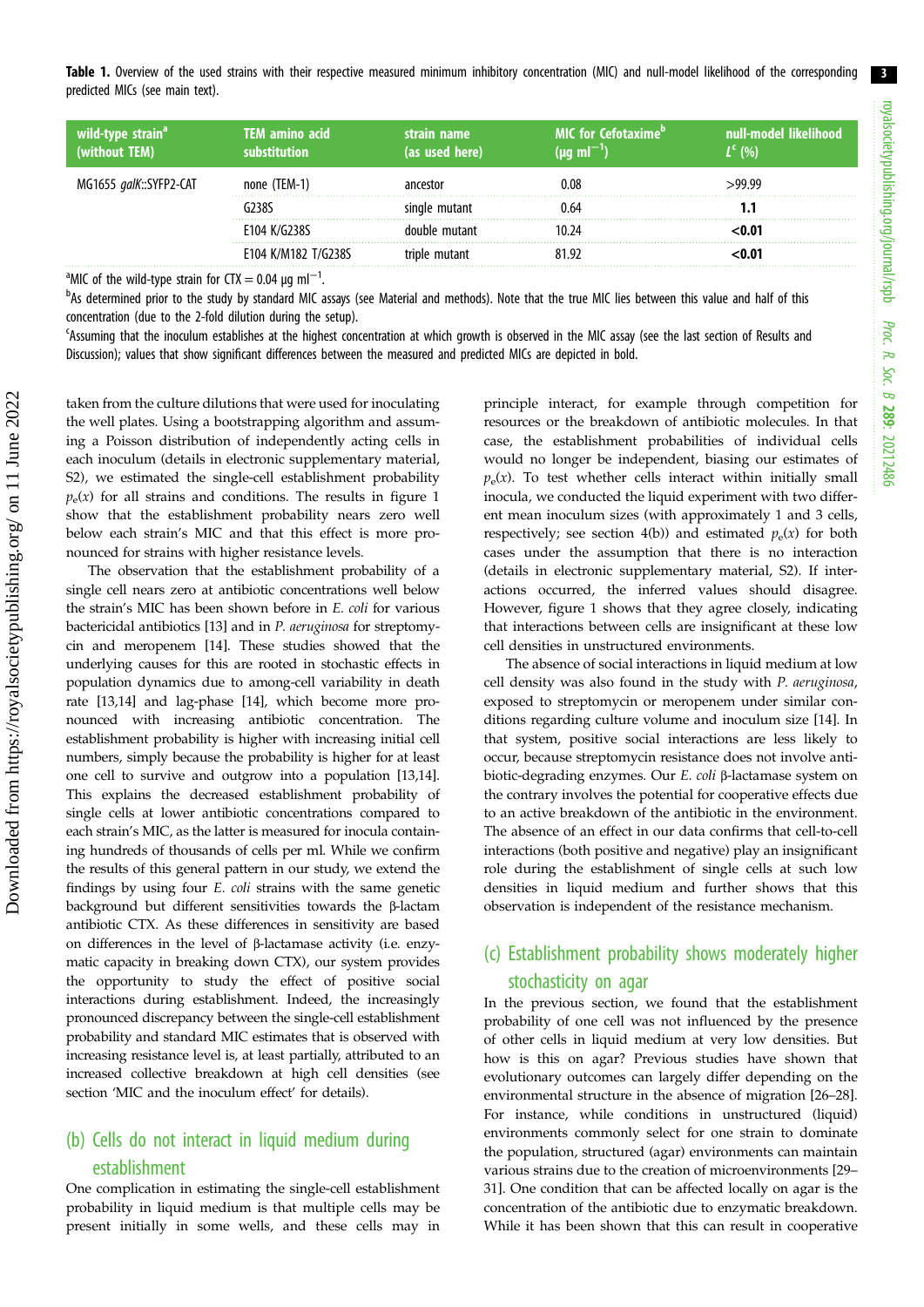**Table 1.** Overview of the used strains with their respective measured minimum inhibitory concentration (MIC) and null-model likelihood of the corresponding predicted MICs (see main text).

| wild-type strain[a] (without TEM) | TEM amino acid substitution | strain name (as used here) | MIC for Cefotaxime[b] ($\mu g\ ml^{-1}$) | null-model likelihood $L^c$ (%) |
|---|---|---|---|---|
| MG1655 *galK*::SYFP2-CAT | none (TEM-1) | ancestor | 0.08 | >99.99 |
| | G238S | single mutant | 0.64 | **1.1** |
| | E104 K/G238S | double mutant | 10.24 | **<0.01** |
| | E104 K/M182 T/G238S | triple mutant | 81.92 | **<0.01** |

[a]MIC of the wild-type strain for CTX = 0.04 µg ml$^{-1}$.

[b]As determined prior to the study by standard MIC assays (see Material and methods). Note that the true MIC lies between this value and half of this concentration (due to the 2-fold dilution during the setup).

[c]Assuming that the inoculum establishes at the highest concentration at which growth is observed in the MIC assay (see the last section of Results and Discussion); values that show significant differences between the measured and predicted MICs are depicted in bold.

taken from the culture dilutions that were used for inoculating the well plates. Using a bootstrapping algorithm and assuming a Poisson distribution of independently acting cells in each inoculum (details in electronic supplementary material, S2), we estimated the single-cell establishment probability $p_e(x)$ for all strains and conditions. The results in figure 1 show that the establishment probability nears zero well below each strain's MIC and that this effect is more pronounced for strains with higher resistance levels.

The observation that the establishment probability of a single cell nears zero at antibiotic concentrations well below the strain's MIC has been shown before in *E. coli* for various bactericidal antibiotics [13] and in *P. aeruginosa* for streptomycin and meropenem [14]. These studies showed that the underlying causes for this are rooted in stochastic effects in population dynamics due to among-cell variability in death rate [13,14] and lag-phase [14], which become more pronounced with increasing antibiotic concentration. The establishment probability is higher with increasing initial cell numbers, simply because the probability is higher for at least one cell to survive and outgrow into a population [13,14]. This explains the decreased establishment probability of single cells at lower antibiotic concentrations compared to each strain's MIC, as the latter is measured for inocula containing hundreds of thousands of cells per ml. While we confirm the results of this general pattern in our study, we extend the findings by using four *E. coli* strains with the same genetic background but different sensitivities towards the β-lactam antibiotic CTX. As these differences in sensitivity are based on differences in the level of β-lactamase activity (i.e. enzymatic capacity in breaking down CTX), our system provides the opportunity to study the effect of positive social interactions during establishment. Indeed, the increasingly pronounced discrepancy between the single-cell establishment probability and standard MIC estimates that is observed with increasing resistance level is, at least partially, attributed to an increased collective breakdown at high cell densities (see section 'MIC and the inoculum effect' for details).

## (b) Cells do not interact in liquid medium during establishment

One complication in estimating the single-cell establishment probability in liquid medium is that multiple cells may be present initially in some wells, and these cells may in principle interact, for example through competition for resources or the breakdown of antibiotic molecules. In that case, the establishment probabilities of individual cells would no longer be independent, biasing our estimates of $p_e(x)$. To test whether cells interact within initially small inocula, we conducted the liquid experiment with two different mean inoculum sizes (with approximately 1 and 3 cells, respectively; see section 4(b)) and estimated $p_e(x)$ for both cases under the assumption that there is no interaction (details in electronic supplementary material, S2). If interactions occurred, the inferred values should disagree. However, figure 1 shows that they agree closely, indicating that interactions between cells are insignificant at these low cell densities in unstructured environments.

The absence of social interactions in liquid medium at low cell density was also found in the study with *P. aeruginosa*, exposed to streptomycin or meropenem under similar conditions regarding culture volume and inoculum size [14]. In that system, positive social interactions are less likely to occur, because streptomycin resistance does not involve antibiotic-degrading enzymes. Our *E. coli* β-lactamase system on the contrary involves the potential for cooperative effects due to an active breakdown of the antibiotic in the environment. The absence of an effect in our data confirms that cell-to-cell interactions (both positive and negative) play an insignificant role during the establishment of single cells at such low densities in liquid medium and further shows that this observation is independent of the resistance mechanism.

## (c) Establishment probability shows moderately higher stochasticity on agar

In the previous section, we found that the establishment probability of one cell was not influenced by the presence of other cells in liquid medium at very low densities. But how is this on agar? Previous studies have shown that evolutionary outcomes can largely differ depending on the environmental structure in the absence of migration [26–28]. For instance, while conditions in unstructured (liquid) environments commonly select for one strain to dominate the population, structured (agar) environments can maintain various strains due to the creation of microenvironments [29–31]. One condition that can be affected locally on agar is the concentration of the antibiotic due to enzymatic breakdown. While it has been shown that this can result in cooperative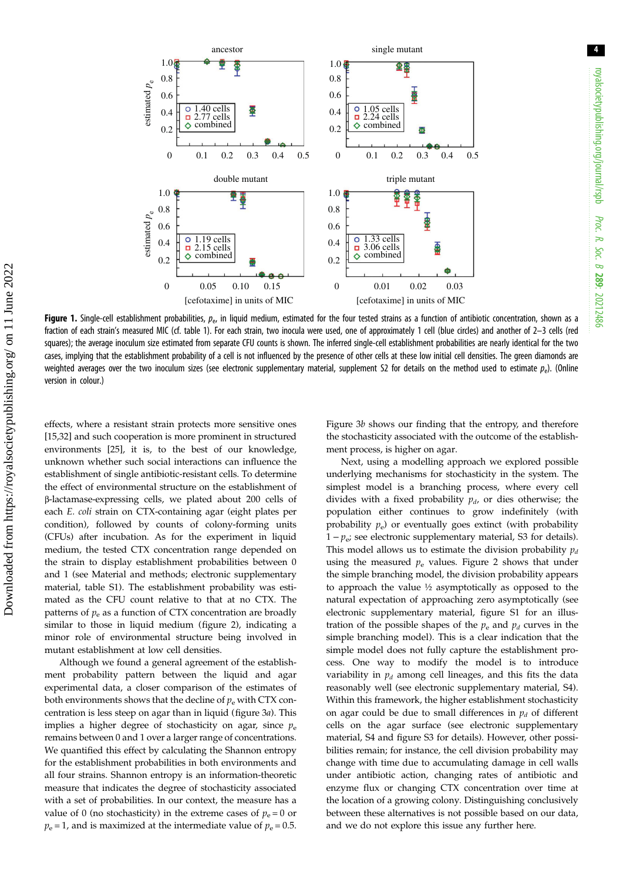**Figure 1.** Single-cell establishment probabilities, $p_e$, in liquid medium, estimated for the four tested strains as a function of antibiotic concentration, shown as a fraction of each strain's measured MIC (cf. table 1). For each strain, two inocula were used, one of approximately 1 cell (blue circles) and another of 2–3 cells (red squares); the average inoculum size estimated from separate CFU counts is shown. The inferred single-cell establishment probabilities are nearly identical for the two cases, implying that the establishment probability of a cell is not influenced by the presence of other cells at these low initial cell densities. The green diamonds are weighted averages over the two inoculum sizes (see electronic supplementary material, supplement S2 for details on the method used to estimate $p_e$). (Online version in colour.)

effects, where a resistant strain protects more sensitive ones [15,32] and such cooperation is more prominent in structured environments [25], it is, to the best of our knowledge, unknown whether such social interactions can influence the establishment of single antibiotic-resistant cells. To determine the effect of environmental structure on the establishment of β-lactamase-expressing cells, we plated about 200 cells of each *E. coli* strain on CTX-containing agar (eight plates per condition), followed by counts of colony-forming units (CFUs) after incubation. As for the experiment in liquid medium, the tested CTX concentration range depended on the strain to display establishment probabilities between 0 and 1 (see Material and methods; electronic supplementary material, table S1). The establishment probability was estimated as the CFU count relative to that at no CTX. The patterns of $p_e$ as a function of CTX concentration are broadly similar to those in liquid medium (figure 2), indicating a minor role of environmental structure being involved in mutant establishment at low cell densities.

Although we found a general agreement of the establishment probability pattern between the liquid and agar experimental data, a closer comparison of the estimates of both environments shows that the decline of $p_e$ with CTX concentration is less steep on agar than in liquid (figure 3*a*). This implies a higher degree of stochasticity on agar, since $p_e$ remains between 0 and 1 over a larger range of concentrations. We quantified this effect by calculating the Shannon entropy for the establishment probabilities in both environments and all four strains. Shannon entropy is an information-theoretic measure that indicates the degree of stochasticity associated with a set of probabilities. In our context, the measure has a value of 0 (no stochasticity) in the extreme cases of $p_e = 0$ or $p_e = 1$, and is maximized at the intermediate value of $p_e = 0.5$. Figure 3*b* shows our finding that the entropy, and therefore the stochasticity associated with the outcome of the establishment process, is higher on agar.

Next, using a modelling approach we explored possible underlying mechanisms for stochasticity in the system. The simplest model is a branching process, where every cell divides with a fixed probability $p_d$, or dies otherwise; the population either continues to grow indefinitely (with probability $p_e$) or eventually goes extinct (with probability $1 - p_e$; see electronic supplementary material, S3 for details). This model allows us to estimate the division probability $p_d$ using the measured $p_e$ values. Figure 2 shows that under the simple branching model, the division probability appears to approach the value ½ asymptotically as opposed to the natural expectation of approaching zero asymptotically (see electronic supplementary material, figure S1 for an illustration of the possible shapes of the $p_e$ and $p_d$ curves in the simple branching model). This is a clear indication that the simple model does not fully capture the establishment process. One way to modify the model is to introduce variability in $p_d$ among cell lineages, and this fits the data reasonably well (see electronic supplementary material, S4). Within this framework, the higher establishment stochasticity on agar could be due to small differences in $p_d$ of different cells on the agar surface (see electronic supplementary material, S4 and figure S3 for details). However, other possibilities remain; for instance, the cell division probability may change with time due to accumulating damage in cell walls under antibiotic action, changing rates of antibiotic and enzyme flux or changing CTX concentration over time at the location of a growing colony. Distinguishing conclusively between these alternatives is not possible based on our data, and we do not explore this issue any further here.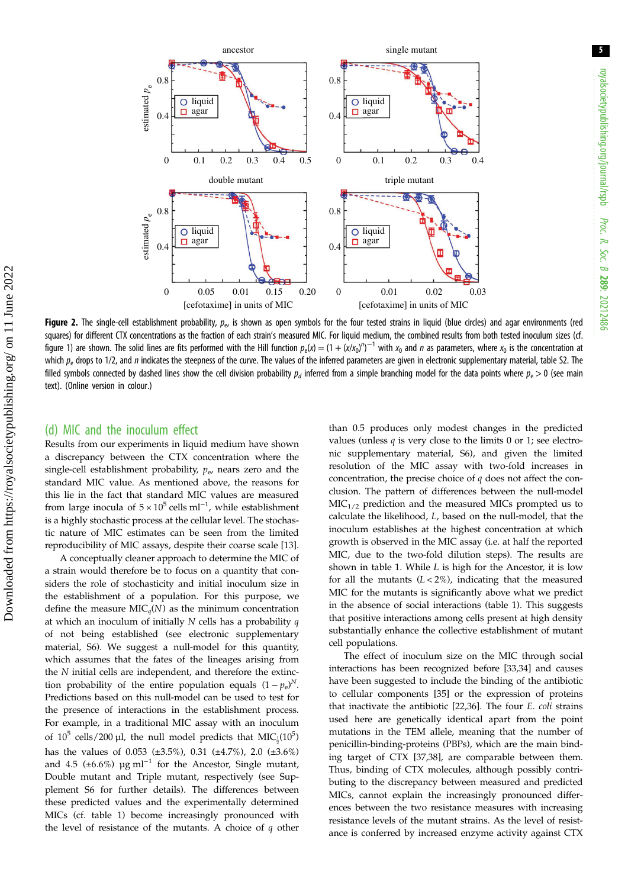**Figure 2.** The single-cell establishment probability, $p_e$, is shown as open symbols for the four tested strains in liquid (blue circles) and agar environments (red squares) for different CTX concentrations as the fraction of each strain's measured MIC. For liquid medium, the combined results from both tested inoculum sizes (cf. figure 1) are shown. The solid lines are fits performed with the Hill function $p_e(x) = (1 + (x/x_0)^n)^{-1}$ with $x_0$ and $n$ as parameters, where $x_0$ is the concentration at which $p_e$ drops to 1/2, and $n$ indicates the steepness of the curve. The values of the inferred parameters are given in electronic supplementary material, table S2. The filled symbols connected by dashed lines show the cell division probability $p_d$ inferred from a simple branching model for the data points where $p_e > 0$ (see main text). (Online version in colour.)

## (d) MIC and the inoculum effect

Results from our experiments in liquid medium have shown a discrepancy between the CTX concentration where the single-cell establishment probability, $p_e$, nears zero and the standard MIC value. As mentioned above, the reasons for this lie in the fact that standard MIC values are measured from large inocula of $5 \times 10^5$ cells ml$^{-1}$, while establishment is a highly stochastic process at the cellular level. The stochastic nature of MIC estimates can be seen from the limited reproducibility of MIC assays, despite their coarse scale [13].

A conceptually cleaner approach to determine the MIC of a strain would therefore be to focus on a quantity that considers the role of stochasticity and initial inoculum size in the establishment of a population. For this purpose, we define the measure $\mathrm{MIC}_q(N)$ as the minimum concentration at which an inoculum of initially $N$ cells has a probability $q$ of not being established (see electronic supplementary material, S6). We suggest a null-model for this quantity, which assumes that the fates of the lineages arising from the $N$ initial cells are independent, and therefore the extinction probability of the entire population equals $(1 - p_e)^N$. Predictions based on this null-model can be used to test for the presence of interactions in the establishment process. For example, in a traditional MIC assay with an inoculum of $10^5$ cells/200 µl, the null model predicts that $\mathrm{MIC}_{\frac{1}{2}}(10^5)$ has the values of 0.053 (±3.5%), 0.31 (±4.7%), 2.0 (±3.6%) and 4.5 (±6.6%) µg ml$^{-1}$ for the Ancestor, Single mutant, Double mutant and Triple mutant, respectively (see Supplement S6 for further details). The differences between these predicted values and the experimentally determined MICs (cf. table 1) become increasingly pronounced with the level of resistance of the mutants. A choice of $q$ other than 0.5 produces only modest changes in the predicted values (unless $q$ is very close to the limits 0 or 1; see electronic supplementary material, S6), and given the limited resolution of the MIC assay with two-fold increases in concentration, the precise choice of $q$ does not affect the conclusion. The pattern of differences between the null-model $\mathrm{MIC}_{1/2}$ prediction and the measured MICs prompted us to calculate the likelihood, $L$, based on the null-model, that the inoculum establishes at the highest concentration at which growth is observed in the MIC assay (i.e. at half the reported MIC, due to the two-fold dilution steps). The results are shown in table 1. While $L$ is high for the Ancestor, it is low for all the mutants ($L < 2\%$), indicating that the measured MIC for the mutants is significantly above what we predict in the absence of social interactions (table 1). This suggests that positive interactions among cells present at high density substantially enhance the collective establishment of mutant cell populations.

The effect of inoculum size on the MIC through social interactions has been recognized before [33,34] and causes have been suggested to include the binding of the antibiotic to cellular components [35] or the expression of proteins that inactivate the antibiotic [22,36]. The four *E. coli* strains used here are genetically identical apart from the point mutations in the TEM allele, meaning that the number of penicillin-binding-proteins (PBPs), which are the main binding target of CTX [37,38], are comparable between them. Thus, binding of CTX molecules, although possibly contributing to the discrepancy between measured and predicted MICs, cannot explain the increasingly pronounced differences between the two resistance measures with increasing resistance levels of the mutant strains. As the level of resistance is conferred by increased enzyme activity against CTX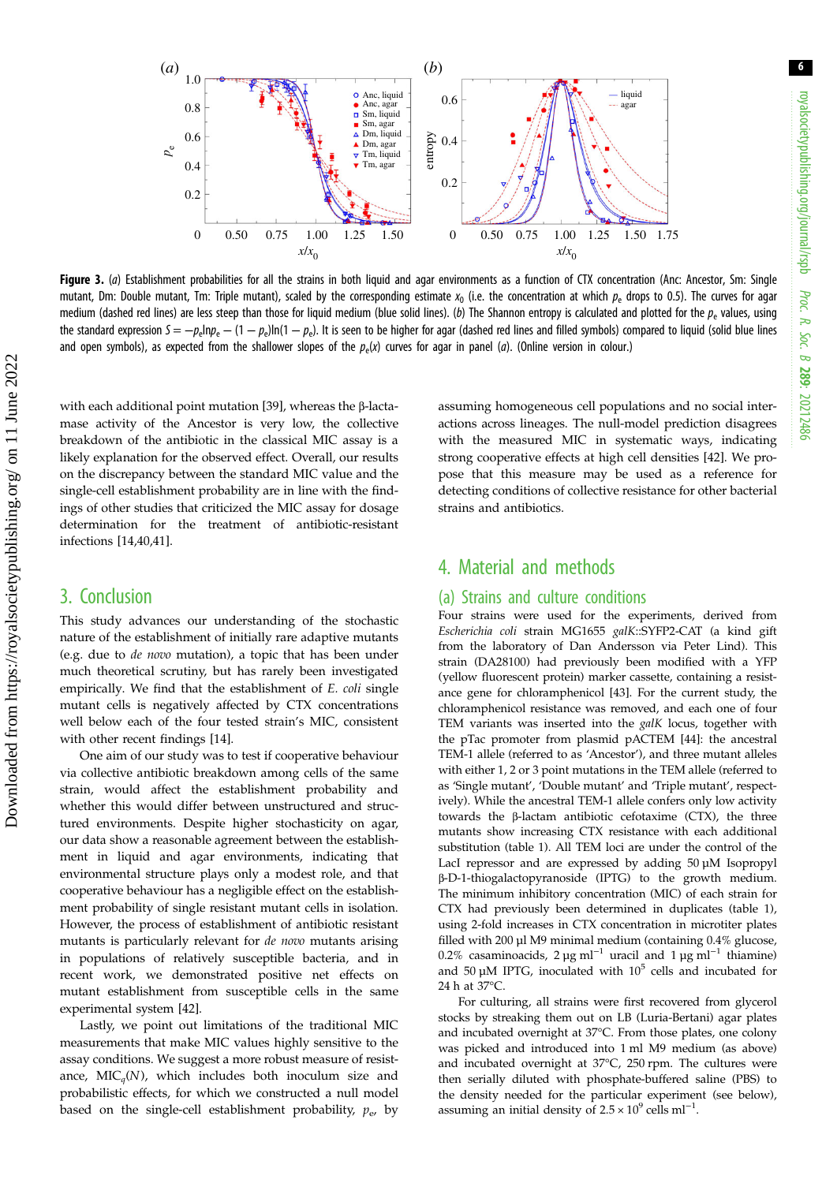**Figure 3.** (*a*) Establishment probabilities for all the strains in both liquid and agar environments as a function of CTX concentration (Anc: Ancestor, Sm: Single mutant, Dm: Double mutant, Tm: Triple mutant), scaled by the corresponding estimate $x_0$ (i.e. the concentration at which $p_e$ drops to 0.5). The curves for agar medium (dashed red lines) are less steep than those for liquid medium (blue solid lines). (*b*) The Shannon entropy is calculated and plotted for the $p_e$ values, using the standard expression $S = -p_e \ln p_e - (1 - p_e)\ln(1 - p_e)$. It is seen to be higher for agar (dashed red lines and filled symbols) compared to liquid (solid blue lines and open symbols), as expected from the shallower slopes of the $p_e(x)$ curves for agar in panel (*a*). (Online version in colour.)

with each additional point mutation [39], whereas the β-lactamase activity of the Ancestor is very low, the collective breakdown of the antibiotic in the classical MIC assay is a likely explanation for the observed effect. Overall, our results on the discrepancy between the standard MIC value and the single-cell establishment probability are in line with the findings of other studies that criticized the MIC assay for dosage determination for the treatment of antibiotic-resistant infections [14,40,41].

## 3. Conclusion

This study advances our understanding of the stochastic nature of the establishment of initially rare adaptive mutants (e.g. due to *de novo* mutation), a topic that has been under much theoretical scrutiny, but has rarely been investigated empirically. We find that the establishment of *E. coli* single mutant cells is negatively affected by CTX concentrations well below each of the four tested strain's MIC, consistent with other recent findings [14].

One aim of our study was to test if cooperative behaviour via collective antibiotic breakdown among cells of the same strain, would affect the establishment probability and whether this would differ between unstructured and structured environments. Despite higher stochasticity on agar, our data show a reasonable agreement between the establishment in liquid and agar environments, indicating that environmental structure plays only a modest role, and that cooperative behaviour has a negligible effect on the establishment probability of single resistant mutant cells in isolation. However, the process of establishment of antibiotic resistant mutants is particularly relevant for *de novo* mutants arising in populations of relatively susceptible bacteria, and in recent work, we demonstrated positive net effects on mutant establishment from susceptible cells in the same experimental system [42].

Lastly, we point out limitations of the traditional MIC measurements that make MIC values highly sensitive to the assay conditions. We suggest a more robust measure of resistance, $\mathrm{MIC}_q(N)$, which includes both inoculum size and probabilistic effects, for which we constructed a null model based on the single-cell establishment probability, $p_e$, by assuming homogeneous cell populations and no social interactions across lineages. The null-model prediction disagrees with the measured MIC in systematic ways, indicating strong cooperative effects at high cell densities [42]. We propose that this measure may be used as a reference for detecting conditions of collective resistance for other bacterial strains and antibiotics.

## 4. Material and methods

### (a) Strains and culture conditions

Four strains were used for the experiments, derived from *Escherichia coli* strain MG1655 *galK*::SYFP2-CAT (a kind gift from the laboratory of Dan Andersson via Peter Lind). This strain (DA28100) had previously been modified with a YFP (yellow fluorescent protein) marker cassette, containing a resistance gene for chloramphenicol [43]. For the current study, the chloramphenicol resistance was removed, and each one of four TEM variants was inserted into the *galK* locus, together with the pTac promoter from plasmid pACTEM [44]: the ancestral TEM-1 allele (referred to as 'Ancestor'), and three mutant alleles with either 1, 2 or 3 point mutations in the TEM allele (referred to as 'Single mutant', 'Double mutant' and 'Triple mutant', respectively). While the ancestral TEM-1 allele confers only low activity towards the β-lactam antibiotic cefotaxime (CTX), the three mutants show increasing CTX resistance with each additional substitution (table 1). All TEM loci are under the control of the LacI repressor and are expressed by adding 50 µM Isopropyl β-D-1-thiogalactopyranoside (IPTG) to the growth medium. The minimum inhibitory concentration (MIC) of each strain for CTX had previously been determined in duplicates (table 1), using 2-fold increases in CTX concentration in microtiter plates filled with 200 µl M9 minimal medium (containing 0.4% glucose, 0.2% casaminoacids, 2 µg ml$^{-1}$ uracil and 1 µg ml$^{-1}$ thiamine) and 50 µM IPTG, inoculated with $10^5$ cells and incubated for 24 h at 37°C.

For culturing, all strains were first recovered from glycerol stocks by streaking them out on LB (Luria-Bertani) agar plates and incubated overnight at 37°C. From those plates, one colony was picked and introduced into 1 ml M9 medium (as above) and incubated overnight at 37°C, 250 rpm. The cultures were then serially diluted with phosphate-buffered saline (PBS) to the density needed for the particular experiment (see below), assuming an initial density of $2.5 \times 10^9$ cells ml$^{-1}$.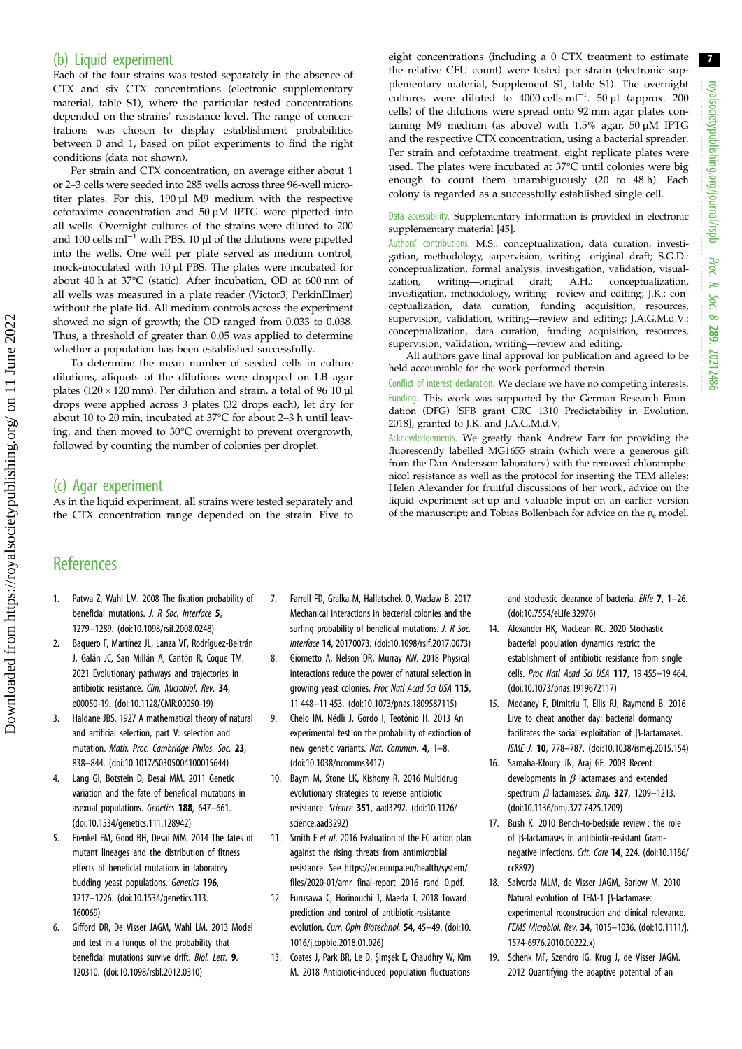### (b) Liquid experiment

Each of the four strains was tested separately in the absence of CTX and six CTX concentrations (electronic supplementary material, table S1), where the particular tested concentrations depended on the strains' resistance level. The range of concentrations was chosen to display establishment probabilities between 0 and 1, based on pilot experiments to find the right conditions (data not shown).

Per strain and CTX concentration, on average either about 1 or 2–3 cells were seeded into 285 wells across three 96-well microtiter plates. For this, 190 µl M9 medium with the respective cefotaxime concentration and 50 µM IPTG were pipetted into all wells. Overnight cultures of the strains were diluted to 200 and 100 cells ml$^{-1}$ with PBS. 10 µl of the dilutions were pipetted into the wells. One well per plate served as medium control, mock-inoculated with 10 µl PBS. The plates were incubated for about 40 h at 37°C (static). After incubation, OD at 600 nm of all wells was measured in a plate reader (Victor3, PerkinElmer) without the plate lid. All medium controls across the experiment showed no sign of growth; the OD ranged from 0.033 to 0.038. Thus, a threshold of greater than 0.05 was applied to determine whether a population has been established successfully.

To determine the mean number of seeded cells in culture dilutions, aliquots of the dilutions were dropped on LB agar plates (120 × 120 mm). Per dilution and strain, a total of 96 10 µl drops were applied across 3 plates (32 drops each), let dry for about 10 to 20 min, incubated at 37°C for about 2–3 h until leaving, and then moved to 30°C overnight to prevent overgrowth, followed by counting the number of colonies per droplet.

### (c) Agar experiment

As in the liquid experiment, all strains were tested separately and the CTX concentration range depended on the strain. Five to eight concentrations (including a 0 CTX treatment to estimate the relative CFU count) were tested per strain (electronic supplementary material, Supplement S1, table S1). The overnight cultures were diluted to 4000 cells ml$^{-1}$. 50 µl (approx. 200 cells) of the dilutions were spread onto 92 mm agar plates containing M9 medium (as above) with 1.5% agar, 50 µM IPTG and the respective CTX concentration, using a bacterial spreader. Per strain and cefotaxime treatment, eight replicate plates were used. The plates were incubated at 37°C until colonies were big enough to count them unambiguously (20 to 48 h). Each colony is regarded as a successfully established single cell.

Data accessibility. Supplementary information is provided in electronic supplementary material [45].

Authors' contributions. M.S.: conceptualization, data curation, investigation, methodology, supervision, writing—original draft; S.G.D.: conceptualization, formal analysis, investigation, validation, visualization, writing—original draft; A.H.: conceptualization, investigation, methodology, writing—review and editing; J.K.: conceptualization, data curation, funding acquisition, resources, supervision, validation, writing—review and editing; J.A.G.M.d.V.: conceptualization, data curation, funding acquisition, resources, supervision, validation, writing—review and editing.

All authors gave final approval for publication and agreed to be held accountable for the work performed therein.

Conflict of interest declaration. We declare we have no competing interests.

Funding. This work was supported by the German Research Foundation (DFG) [SFB grant CRC 1310 Predictability in Evolution, 2018], granted to J.K. and J.A.G.M.d.V.

Acknowledgements. We greatly thank Andrew Farr for providing the fluorescently labelled MG1655 strain (which were a generous gift from the Dan Andersson laboratory) with the removed chloramphenicol resistance as well as the protocol for inserting the TEM alleles; Helen Alexander for fruitful discussions of her work, advice on the liquid experiment set-up and valuable input on an earlier version of the manuscript; and Tobias Bollenbach for advice on the $p_e$ model.

## References

1. Patwa Z, Wahl LM. 2008 The fixation probability of beneficial mutations. *J. R Soc. Interface* **5**, 1279–1289. (doi:10.1098/rsif.2008.0248)
2. Baquero F, Martínez JL, Lanza VF, Rodríguez-Beltrán J, Galán JC, San Millán A, Cantón R, Coque TM. 2021 Evolutionary pathways and trajectories in antibiotic resistance. *Clin. Microbiol. Rev.* **34**, e00050-19. (doi:10.1128/CMR.00050-19)
3. Haldane JBS. 1927 A mathematical theory of natural and artificial selection, part V: selection and mutation. *Math. Proc. Cambridge Philos. Soc.* **23**, 838–844. (doi:10.1017/S0305004100015644)
4. Lang GI, Botstein D, Desai MM. 2011 Genetic variation and the fate of beneficial mutations in asexual populations. *Genetics* **188**, 647–661. (doi:10.1534/genetics.111.128942)
5. Frenkel EM, Good BH, Desai MM. 2014 The fates of mutant lineages and the distribution of fitness effects of beneficial mutations in laboratory budding yeast populations. *Genetics* **196**, 1217–1226. (doi:10.1534/genetics.113.160069)
6. Gifford DR, De Visser JAGM, Wahl LM. 2013 Model and test in a fungus of the probability that beneficial mutations survive drift. *Biol. Lett.* **9**. 120310. (doi:10.1098/rsbl.2012.0310)
7. Farrell FD, Gralka M, Hallatschek O, Waclaw B. 2017 Mechanical interactions in bacterial colonies and the surfing probability of beneficial mutations. *J. R Soc. Interface* **14**, 20170073. (doi:10.1098/rsif.2017.0073)
8. Giometto A, Nelson DR, Murray AW. 2018 Physical interactions reduce the power of natural selection in growing yeast colonies. *Proc Natl Acad Sci USA* **115**, 11 448–11 453. (doi:10.1073/pnas.1809587115)
9. Chelo IM, Nédli J, Gordo I, Teotónio H. 2013 An experimental test on the probability of extinction of new genetic variants. *Nat. Commun.* **4**, 1–8. (doi:10.1038/ncomms3417)
10. Baym M, Stone LK, Kishony R. 2016 Multidrug evolutionary strategies to reverse antibiotic resistance. *Science* **351**, aad3292. (doi:10.1126/science.aad3292)
11. Smith E *et al*. 2016 Evaluation of the EC action plan against the rising threats from antimicrobial resistance. See https://ec.europa.eu/health/system/files/2020-01/amr_final-report_2016_rand_0.pdf.
12. Furusawa C, Horinouchi T, Maeda T. 2018 Toward prediction and control of antibiotic-resistance evolution. *Curr. Opin Biotechnol.* **54**, 45–49. (doi:10.1016/j.copbio.2018.01.026)
13. Coates J, Park BR, Le D, Şimşek E, Chaudhry W, Kim M. 2018 Antibiotic-induced population fluctuations and stochastic clearance of bacteria. *Elife* **7**, 1–26. (doi:10.7554/eLife.32976)
14. Alexander HK, MacLean RC. 2020 Stochastic bacterial population dynamics restrict the establishment of antibiotic resistance from single cells. *Proc Natl Acad Sci USA* **117**, 19 455–19 464. (doi:10.1073/pnas.1919672117)
15. Medaney F, Dimitriu T, Ellis RJ, Raymond B. 2016 Live to cheat another day: bacterial dormancy facilitates the social exploitation of β-lactamases. *ISME J.* **10**, 778–787. (doi:10.1038/ismej.2015.154)
16. Samaha-Kfoury JN, Araj GF. 2003 Recent developments in β lactamases and extended spectrum β lactamases. *Bmj.* **327**, 1209–1213. (doi:10.1136/bmj.327.7425.1209)
17. Bush K. 2010 Bench-to-bedside review : the role of β-lactamases in antibiotic-resistant Gram-negative infections. *Crit. Care* **14**, 224. (doi:10.1186/cc8892)
18. Salverda MLM, de Visser JAGM, Barlow M. 2010 Natural evolution of TEM-1 β-lactamase: experimental reconstruction and clinical relevance. *FEMS Microbiol. Rev.* **34**, 1015–1036. (doi:10.1111/j.1574-6976.2010.00222.x)
19. Schenk MF, Szendro IG, Krug J, de Visser JAGM. 2012 Quantifying the adaptive potential of an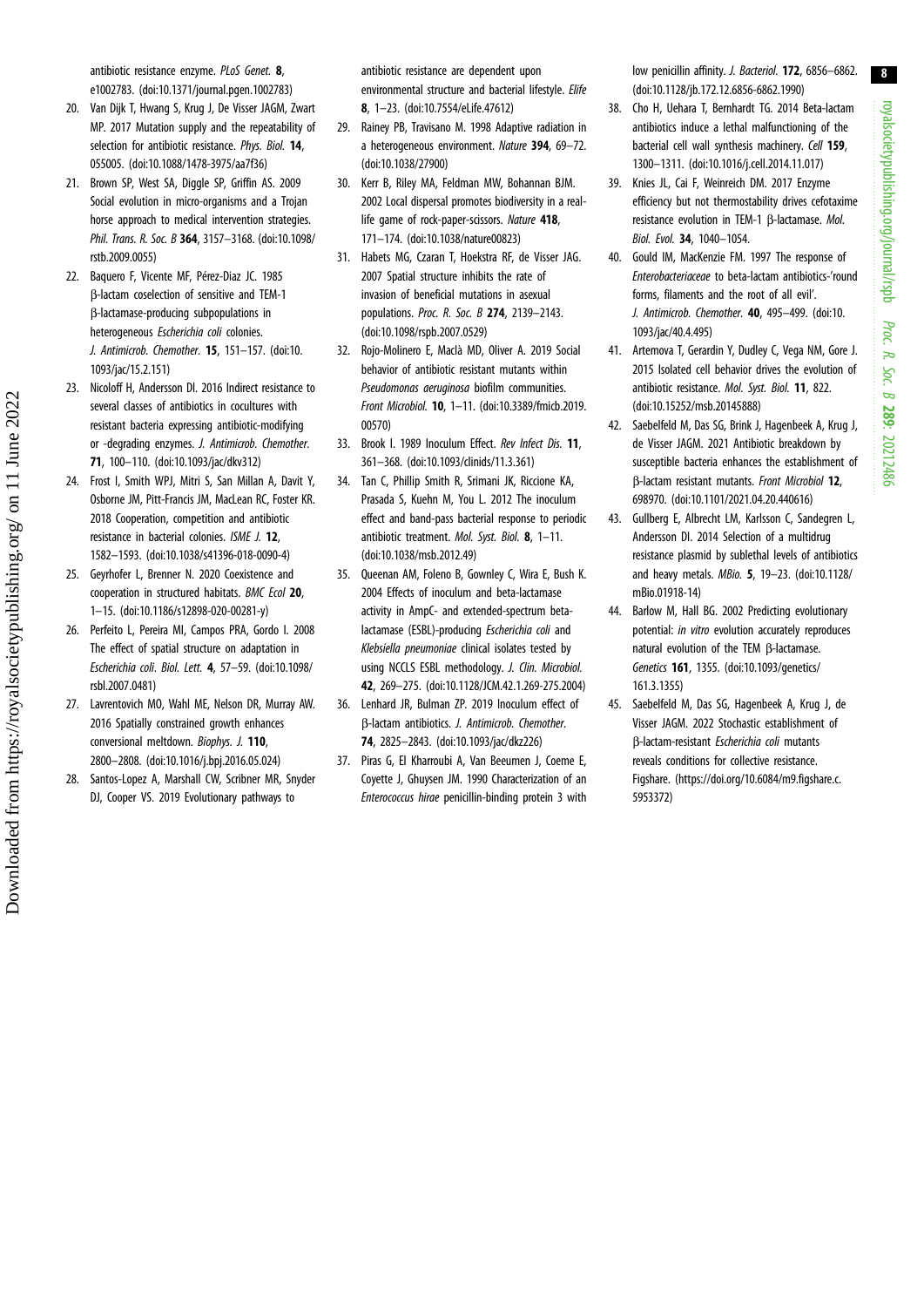antibiotic resistance enzyme. *PLoS Genet.* **8**, e1002783. (doi:10.1371/journal.pgen.1002783)

20. Van Dijk T, Hwang S, Krug J, De Visser JAGM, Zwart MP. 2017 Mutation supply and the repeatability of selection for antibiotic resistance. *Phys. Biol.* **14**, 055005. (doi:10.1088/1478-3975/aa7f36)
21. Brown SP, West SA, Diggle SP, Griffin AS. 2009 Social evolution in micro-organisms and a Trojan horse approach to medical intervention strategies. *Phil. Trans. R. Soc. B* **364**, 3157–3168. (doi:10.1098/rstb.2009.0055)
22. Baquero F, Vicente MF, Pérez-Diaz JC. 1985 β-lactam coselection of sensitive and TEM-1 β-lactamase-producing subpopulations in heterogeneous *Escherichia coli* colonies. *J. Antimicrob. Chemother.* **15**, 151–157. (doi:10.1093/jac/15.2.151)
23. Nicoloff H, Andersson DI. 2016 Indirect resistance to several classes of antibiotics in cocultures with resistant bacteria expressing antibiotic-modifying or -degrading enzymes. *J. Antimicrob. Chemother.* **71**, 100–110. (doi:10.1093/jac/dkv312)
24. Frost I, Smith WPJ, Mitri S, San Millan A, Davit Y, Osborne JM, Pitt-Francis JM, MacLean RC, Foster KR. 2018 Cooperation, competition and antibiotic resistance in bacterial colonies. *ISME J.* **12**, 1582–1593. (doi:10.1038/s41396-018-0090-4)
25. Geyrhofer L, Brenner N. 2020 Coexistence and cooperation in structured habitats. *BMC Ecol* **20**, 1–15. (doi:10.1186/s12898-020-00281-y)
26. Perfeito L, Pereira MI, Campos PRA, Gordo I. 2008 The effect of spatial structure on adaptation in *Escherichia coli*. *Biol. Lett.* **4**, 57–59. (doi:10.1098/rsbl.2007.0481)
27. Lavrentovich MO, Wahl ME, Nelson DR, Murray AW. 2016 Spatially constrained growth enhances conversional meltdown. *Biophys. J.* **110**, 2800–2808. (doi:10.1016/j.bpj.2016.05.024)
28. Santos-Lopez A, Marshall CW, Scribner MR, Snyder DJ, Cooper VS. 2019 Evolutionary pathways to antibiotic resistance are dependent upon environmental structure and bacterial lifestyle. *Elife* **8**, 1–23. (doi:10.7554/eLife.47612)
29. Rainey PB, Travisano M. 1998 Adaptive radiation in a heterogeneous environment. *Nature* **394**, 69–72. (doi:10.1038/27900)
30. Kerr B, Riley MA, Feldman MW, Bohannan BJM. 2002 Local dispersal promotes biodiversity in a real-life game of rock-paper-scissors. *Nature* **418**, 171–174. (doi:10.1038/nature00823)
31. Habets MG, Czaran T, Hoekstra RF, de Visser JAG. 2007 Spatial structure inhibits the rate of invasion of beneficial mutations in asexual populations. *Proc. R. Soc. B* **274**, 2139–2143. (doi:10.1098/rspb.2007.0529)
32. Rojo-Molinero E, Maclà MD, Oliver A. 2019 Social behavior of antibiotic resistant mutants within *Pseudomonas aeruginosa* biofilm communities. *Front Microbiol.* **10**, 1–11. (doi:10.3389/fmicb.2019.00570)
33. Brook I. 1989 Inoculum Effect. *Rev Infect Dis.* **11**, 361–368. (doi:10.1093/clinids/11.3.361)
34. Tan C, Phillip Smith R, Srimani JK, Riccione KA, Prasada S, Kuehn M, You L. 2012 The inoculum effect and band-pass bacterial response to periodic antibiotic treatment. *Mol. Syst. Biol.* **8**, 1–11. (doi:10.1038/msb.2012.49)
35. Queenan AM, Foleno B, Gownley C, Wira E, Bush K. 2004 Effects of inoculum and beta-lactamase activity in AmpC- and extended-spectrum beta-lactamase (ESBL)-producing *Escherichia coli* and *Klebsiella pneumoniae* clinical isolates tested by using NCCLS ESBL methodology. *J. Clin. Microbiol.* **42**, 269–275. (doi:10.1128/JCM.42.1.269-275.2004)
36. Lenhard JR, Bulman ZP. 2019 Inoculum effect of β-lactam antibiotics. *J. Antimicrob. Chemother.* **74**, 2825–2843. (doi:10.1093/jac/dkz226)
37. Piras G, El Kharroubi A, Van Beeumen J, Coeme E, Coyette J, Ghuysen JM. 1990 Characterization of an *Enterococcus hirae* penicillin-binding protein 3 with low penicillin affinity. *J. Bacteriol.* **172**, 6856–6862. (doi:10.1128/jb.172.12.6856-6862.1990)
38. Cho H, Uehara T, Bernhardt TG. 2014 Beta-lactam antibiotics induce a lethal malfunctioning of the bacterial cell wall synthesis machinery. *Cell* **159**, 1300–1311. (doi:10.1016/j.cell.2014.11.017)
39. Knies JL, Cai F, Weinreich DM. 2017 Enzyme efficiency but not thermostability drives cefotaxime resistance evolution in TEM-1 β-lactamase. *Mol. Biol. Evol.* **34**, 1040–1054.
40. Gould IM, MacKenzie FM. 1997 The response of *Enterobacteriaceae* to beta-lactam antibiotics-'round forms, filaments and the root of all evil'. *J. Antimicrob. Chemother.* **40**, 495–499. (doi:10.1093/jac/40.4.495)
41. Artemova T, Gerardin Y, Dudley C, Vega NM, Gore J. 2015 Isolated cell behavior drives the evolution of antibiotic resistance. *Mol. Syst. Biol.* **11**, 822. (doi:10.15252/msb.20145888)
42. Saebelfeld M, Das SG, Brink J, Hagenbeek A, Krug J, de Visser JAGM. 2021 Antibiotic breakdown by susceptible bacteria enhances the establishment of β-lactam resistant mutants. *Front Microbiol* **12**, 698970. (doi:10.1101/2021.04.20.440616)
43. Gullberg E, Albrecht LM, Karlsson C, Sandegren L, Andersson DI. 2014 Selection of a multidrug resistance plasmid by sublethal levels of antibiotics and heavy metals. *MBio.* **5**, 19–23. (doi:10.1128/mBio.01918-14)
44. Barlow M, Hall BG. 2002 Predicting evolutionary potential: *in vitro* evolution accurately reproduces natural evolution of the TEM β-lactamase. *Genetics* **161**, 1355. (doi:10.1093/genetics/161.3.1355)
45. Saebelfeld M, Das SG, Hagenbeek A, Krug J, de Visser JAGM. 2022 Stochastic establishment of β-lactam-resistant *Escherichia coli* mutants reveals conditions for collective resistance. Figshare. (https://doi.org/10.6084/m9.figshare.c.5953372)